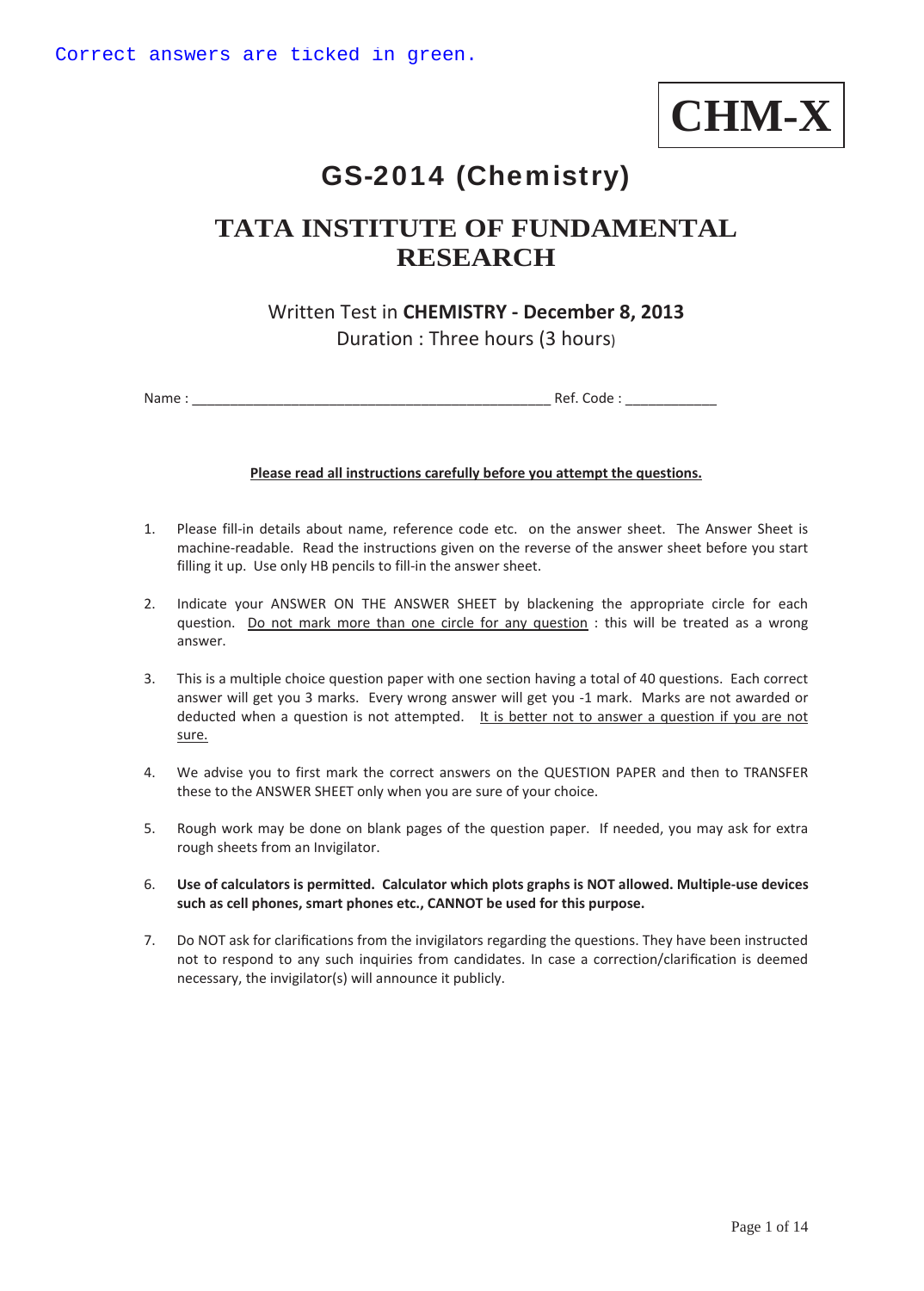Correct answers are ticked in green.

**CHM-X**

# GS-2014 (Chemistry)

## TATA INSTITUTE OF FUNDAMENTAL RESEARCH

Written Test in **CHEMISTRY - December 8, 2013**

Duration : Three hours (3 hours)

Name : _______________________________________________ Ref. Code : ____________

**Please read all instructions carefully before you attempt the questions.**

1. Please fill-in details about name, reference code etc. on the answer sheet. The Answer Sheet is machine-readable. Read the instructions given on the reverse of the answer sheet before you start filling it up. Use only HB pencils to fill-in the answer sheet.

2. Indicate your ANSWER ON THE ANSWER SHEET by blackening the appropriate circle for each question. Do not mark more than one circle for any question : this will be treated as a wrong answer.

3. This is a multiple choice question paper with one section having a total of 40 questions. Each correct answer will get you 3 marks. Every wrong answer will get you -1 mark. Marks are not awarded or deducted when a question is not attempted. It is better not to answer a question if you are not sure.

4. We advise you to first mark the correct answers on the QUESTION PAPER and then to TRANSFER these to the ANSWER SHEET only when you are sure of your choice.

5. Rough work may be done on blank pages of the question paper. If needed, you may ask for extra rough sheets from an Invigilator.

6. **Use of calculators is permitted. Calculator which plots graphs is NOT allowed. Multiple-use devices such as cell phones, smart phones etc., CANNOT be used for this purpose.**

7. Do NOT ask for clarifications from the invigilators regarding the questions. They have been instructed not to respond to any such inquiries from candidates. In case a correction/clarification is deemed necessary, the invigilator(s) will announce it publicly.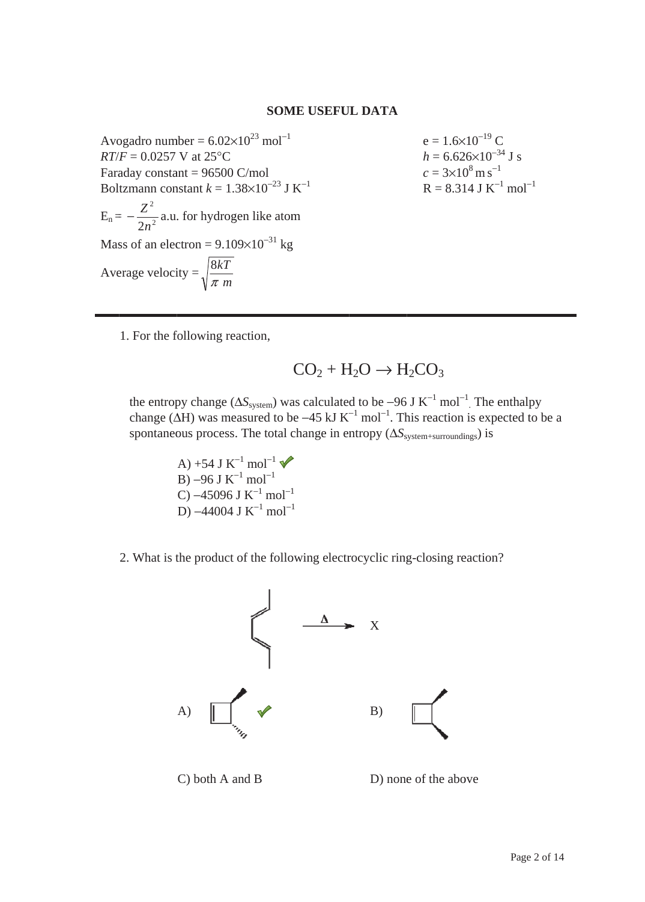**SOME USEFUL DATA**

Avogadro number = $6.02 \times 10^{23}$ mol$^{-1}$
$RT/F$ = 0.0257 V at 25°C
Faraday constant = 96500 C/mol
Boltzmann constant $k = 1.38 \times 10^{-23}$ J K$^{-1}$

$E_n = -\dfrac{Z^2}{2n^2}$ a.u. for hydrogen like atom

Mass of an electron = $9.109 \times 10^{-31}$ kg

Average velocity = $\sqrt{\dfrac{8kT}{\pi\, m}}$

e = $1.6 \times 10^{-19}$ C
$h = 6.626 \times 10^{-34}$ J s
$c = 3 \times 10^{8}$ m s$^{-1}$
R = 8.314 J K$^{-1}$ mol$^{-1}$

---

1. For the following reaction,

$$CO_2 + H_2O \rightarrow H_2CO_3$$

the entropy change ($\Delta S_{system}$) was calculated to be –96 J K$^{-1}$ mol$^{-1}$. The enthalpy change ($\Delta H$) was measured to be –45 kJ K$^{-1}$ mol$^{-1}$. This reaction is expected to be a spontaneous process. The total change in entropy ($\Delta S_{system+surroundings}$) is

A) +54 J K$^{-1}$ mol$^{-1}$ ✓
B) –96 J K$^{-1}$ mol$^{-1}$
C) –45096 J K$^{-1}$ mol$^{-1}$
D) –44004 J K$^{-1}$ mol$^{-1}$

2. What is the product of the following electrocyclic ring-closing reaction?

$\xrightarrow{\Delta}$ X

A) ✓

B)

C) both A and B

D) none of the above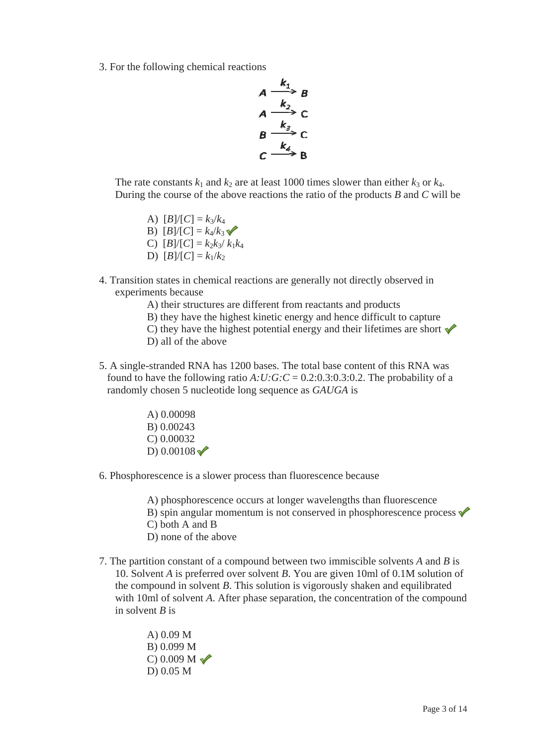3. For the following chemical reactions

$$A \xrightarrow{k_1} B$$
$$A \xrightarrow{k_2} C$$
$$B \xrightarrow{k_3} C$$
$$C \xrightarrow{k_4} B$$

The rate constants $k_1$ and $k_2$ are at least 1000 times slower than either $k_3$ or $k_4$. During the course of the above reactions the ratio of the products *B* and *C* will be

- A) $[B]/[C] = k_3/k_4$
- B) $[B]/[C] = k_4/k_3$ ✓
- C) $[B]/[C] = k_2k_3/ k_1k_4$
- D) $[B]/[C] = k_1/k_2$

4. Transition states in chemical reactions are generally not directly observed in experiments because

- A) their structures are different from reactants and products
- B) they have the highest kinetic energy and hence difficult to capture
- C) they have the highest potential energy and their lifetimes are short ✓
- D) all of the above

5. A single-stranded RNA has 1200 bases. The total base content of this RNA was found to have the following ratio *A:U:G:C* = 0.2:0.3:0.3:0.2. The probability of a randomly chosen 5 nucleotide long sequence as *GAUGA* is

- A) 0.00098
- B) 0.00243
- C) 0.00032
- D) 0.00108 ✓

6. Phosphorescence is a slower process than fluorescence because

- A) phosphorescence occurs at longer wavelengths than fluorescence
- B) spin angular momentum is not conserved in phosphorescence process ✓
- C) both A and B
- D) none of the above

7. The partition constant of a compound between two immiscible solvents *A* and *B* is 10. Solvent *A* is preferred over solvent *B*. You are given 10ml of 0.1M solution of the compound in solvent *B*. This solution is vigorously shaken and equilibrated with 10ml of solvent *A*. After phase separation, the concentration of the compound in solvent *B* is

- A) 0.09 M
- B) 0.099 M
- C) 0.009 M ✓
- D) 0.05 M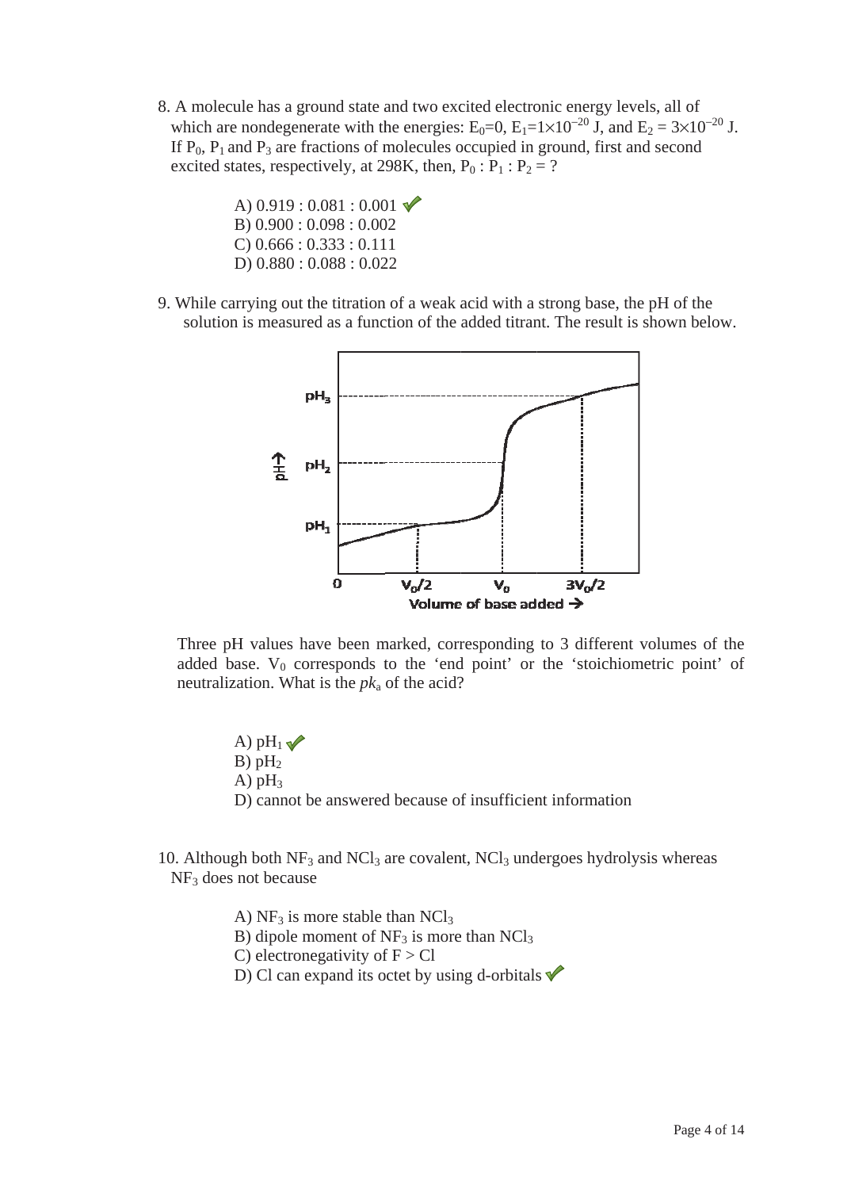8. A molecule has a ground state and two excited electronic energy levels, all of which are nondegenerate with the energies: $E_0$=0, $E_1$=$1\times10^{-20}$ J, and $E_2$ = $3\times10^{-20}$ J. If $P_0$, $P_1$ and $P_3$ are fractions of molecules occupied in ground, first and second excited states, respectively, at 298K, then, $P_0 : P_1 : P_2$ = ?

   A) 0.919 : 0.081 : 0.001 ✓
   B) 0.900 : 0.098 : 0.002
   C) 0.666 : 0.333 : 0.111
   D) 0.880 : 0.088 : 0.022

9. While carrying out the titration of a weak acid with a strong base, the pH of the solution is measured as a function of the added titrant. The result is shown below.

   Three pH values have been marked, corresponding to 3 different volumes of the added base. $V_0$ corresponds to the 'end point' or the 'stoichiometric point' of neutralization. What is the $pk_a$ of the acid?

   A) $pH_1$ ✓
   B) $pH_2$
   A) $pH_3$
   D) cannot be answered because of insufficient information

10. Although both $NF_3$ and $NCl_3$ are covalent, $NCl_3$ undergoes hydrolysis whereas $NF_3$ does not because

    A) $NF_3$ is more stable than $NCl_3$
    B) dipole moment of $NF_3$ is more than $NCl_3$
    C) electronegativity of F > Cl
    D) Cl can expand its octet by using d-orbitals ✓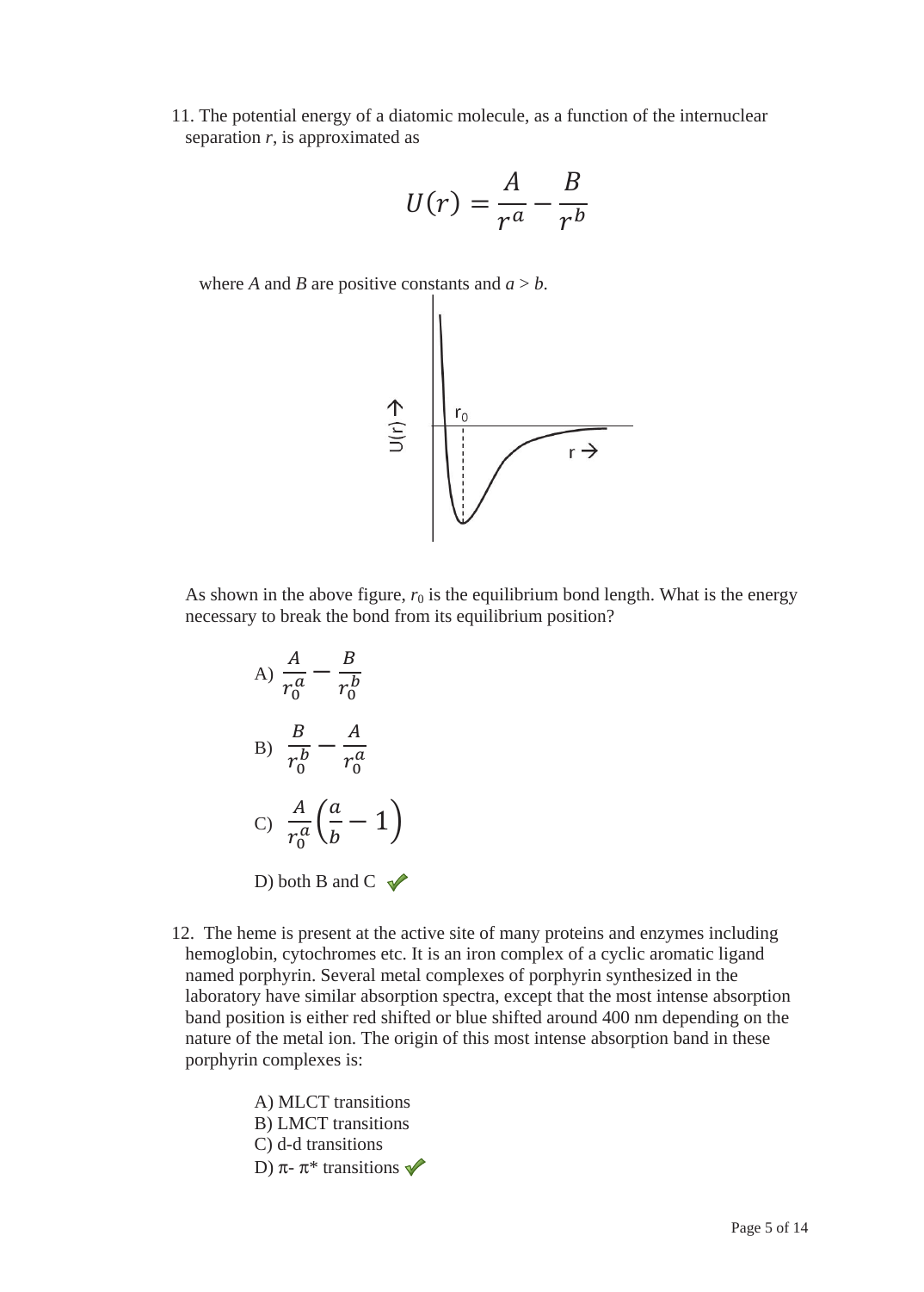11. The potential energy of a diatomic molecule, as a function of the internuclear separation *r*, is approximated as

$$U(r) = \frac{A}{r^a} - \frac{B}{r^b}$$

where *A* and *B* are positive constants and $a > b$.

As shown in the above figure, $r_0$ is the equilibrium bond length. What is the energy necessary to break the bond from its equilibrium position?

A) $\frac{A}{r_0^a} - \frac{B}{r_0^b}$

B) $\frac{B}{r_0^b} - \frac{A}{r_0^a}$

C) $\frac{A}{r_0^a}\left(\frac{a}{b} - 1\right)$

D) both B and C ✓

12. The heme is present at the active site of many proteins and enzymes including hemoglobin, cytochromes etc. It is an iron complex of a cyclic aromatic ligand named porphyrin. Several metal complexes of porphyrin synthesized in the laboratory have similar absorption spectra, except that the most intense absorption band position is either red shifted or blue shifted around 400 nm depending on the nature of the metal ion. The origin of this most intense absorption band in these porphyrin complexes is:

A) MLCT transitions
B) LMCT transitions
C) d-d transitions
D) π- π* transitions ✓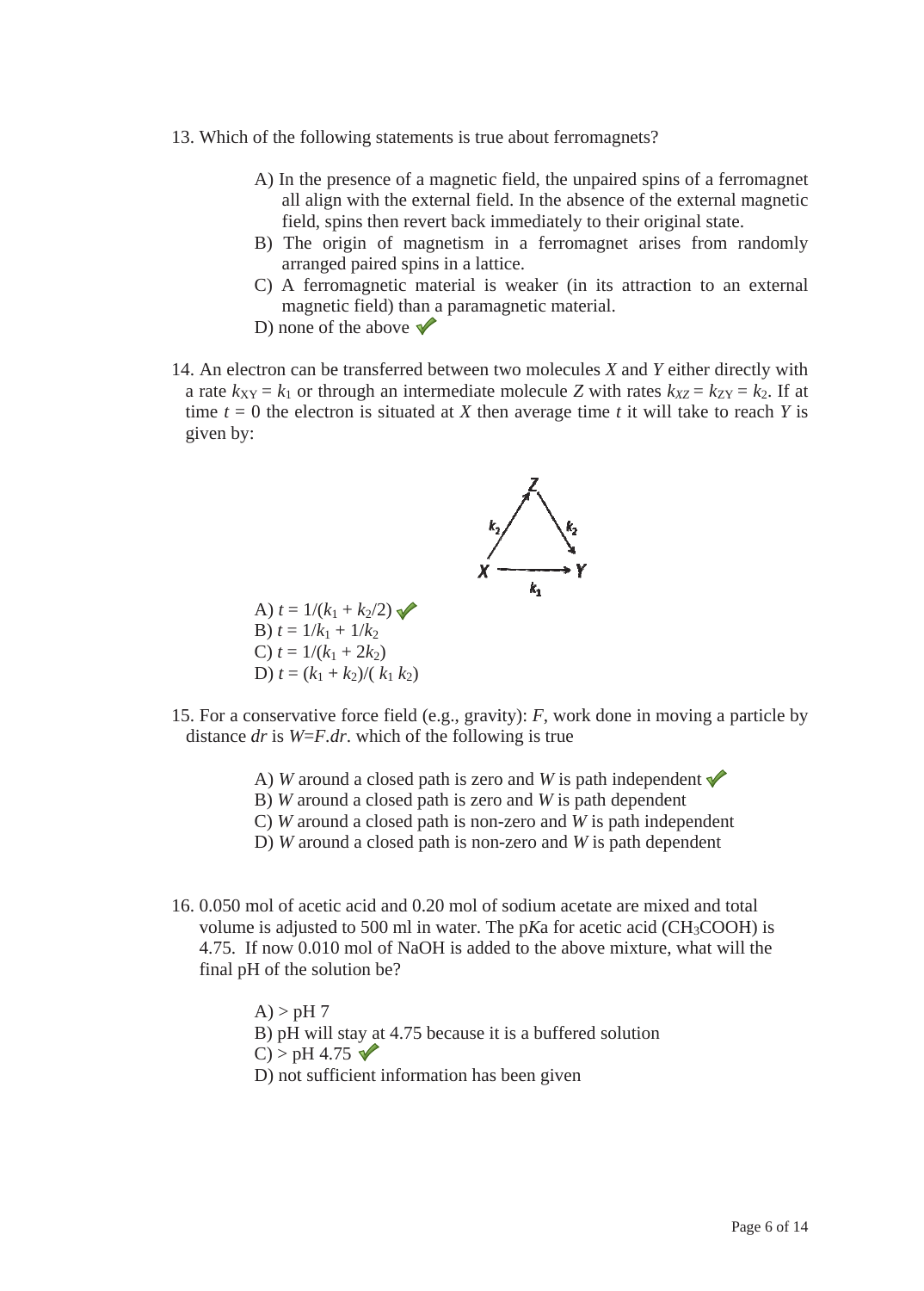13. Which of the following statements is true about ferromagnets?

    A) In the presence of a magnetic field, the unpaired spins of a ferromagnet all align with the external field. In the absence of the external magnetic field, spins then revert back immediately to their original state.
    B) The origin of magnetism in a ferromagnet arises from randomly arranged paired spins in a lattice.
    C) A ferromagnetic material is weaker (in its attraction to an external magnetic field) than a paramagnetic material.
    D) none of the above ✔

14. An electron can be transferred between two molecules *X* and *Y* either directly with a rate $k_{XY} = k_1$ or through an intermediate molecule *Z* with rates $k_{XZ} = k_{ZY} = k_2$. If at time $t = 0$ the electron is situated at *X* then average time *t* it will take to reach *Y* is given by:

    A) $t = 1/(k_1 + k_2/2)$ ✔
    B) $t = 1/k_1 + 1/k_2$
    C) $t = 1/(k_1 + 2k_2)$
    D) $t = (k_1 + k_2)/(k_1 k_2)$

15. For a conservative force field (e.g., gravity): *F*, work done in moving a particle by distance *dr* is *W*=*F*.*dr*. which of the following is true

    A) *W* around a closed path is zero and *W* is path independent ✔
    B) *W* around a closed path is zero and *W* is path dependent
    C) *W* around a closed path is non-zero and *W* is path independent
    D) *W* around a closed path is non-zero and *W* is path dependent

16. 0.050 mol of acetic acid and 0.20 mol of sodium acetate are mixed and total volume is adjusted to 500 ml in water. The p*K*a for acetic acid ($CH_3COOH$) is 4.75. If now 0.010 mol of NaOH is added to the above mixture, what will the final pH of the solution be?

    A) > pH 7
    B) pH will stay at 4.75 because it is a buffered solution
    C) > pH 4.75 ✔
    D) not sufficient information has been given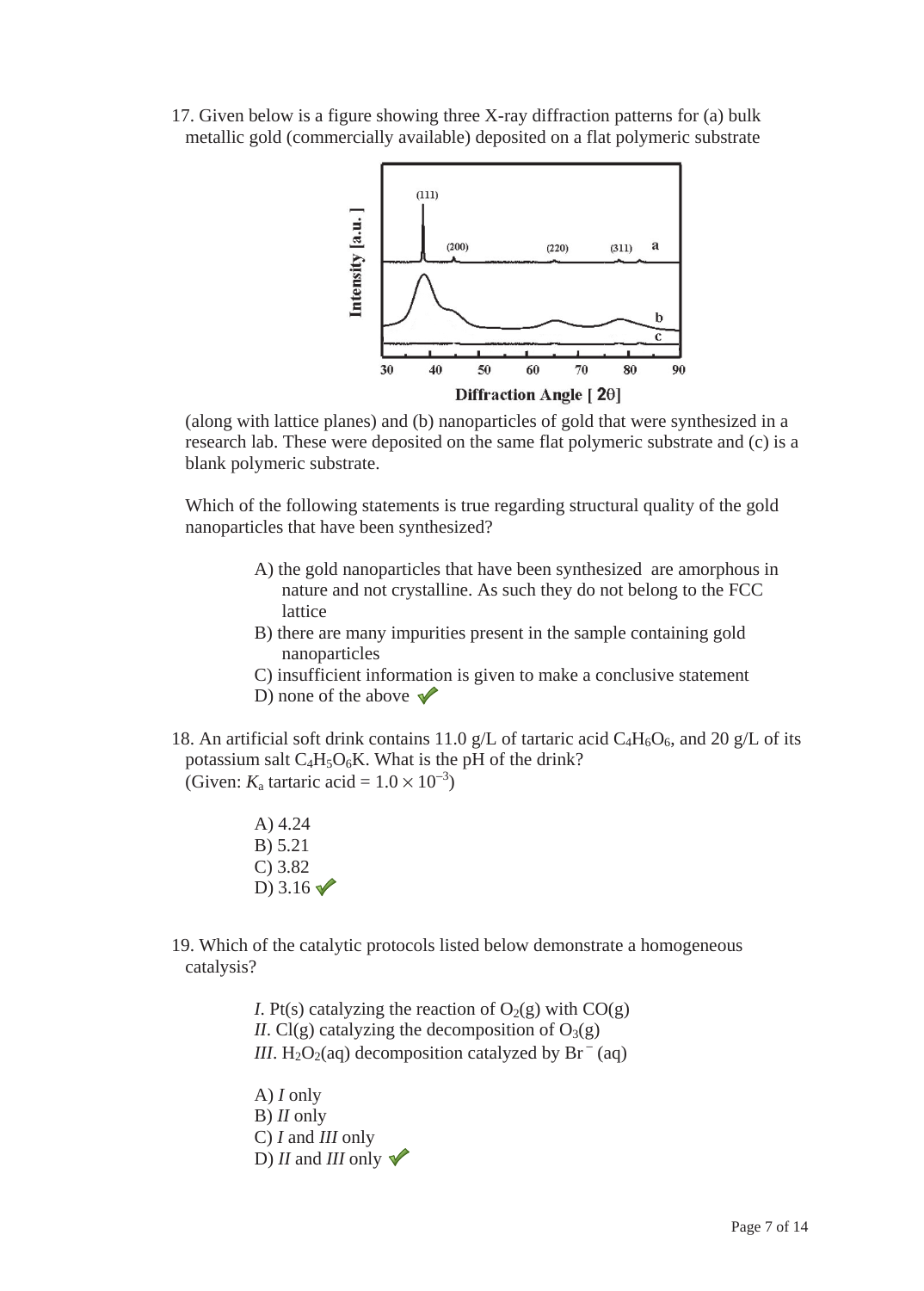17. Given below is a figure showing three X-ray diffraction patterns for (a) bulk metallic gold (commercially available) deposited on a flat polymeric substrate (along with lattice planes) and (b) nanoparticles of gold that were synthesized in a research lab. These were deposited on the same flat polymeric substrate and (c) is a blank polymeric substrate.

Which of the following statements is true regarding structural quality of the gold nanoparticles that have been synthesized?

A) the gold nanoparticles that have been synthesized are amorphous in nature and not crystalline. As such they do not belong to the FCC lattice
B) there are many impurities present in the sample containing gold nanoparticles
C) insufficient information is given to make a conclusive statement
D) none of the above ✓

18. An artificial soft drink contains 11.0 g/L of tartaric acid $C_4H_6O_6$, and 20 g/L of its potassium salt $C_4H_5O_6K$. What is the pH of the drink?
(Given: $K_a$ tartaric acid = $1.0 \times 10^{-3}$)

A) 4.24
B) 5.21
C) 3.82
D) 3.16 ✓

19. Which of the catalytic protocols listed below demonstrate a homogeneous catalysis?

*I*. Pt(s) catalyzing the reaction of $O_2$(g) with CO(g)
*II*. Cl(g) catalyzing the decomposition of $O_3$(g)
*III*. $H_2O_2$(aq) decomposition catalyzed by $Br^-$ (aq)

A) *I* only
B) *II* only
C) *I* and *III* only
D) *II* and *III* only ✓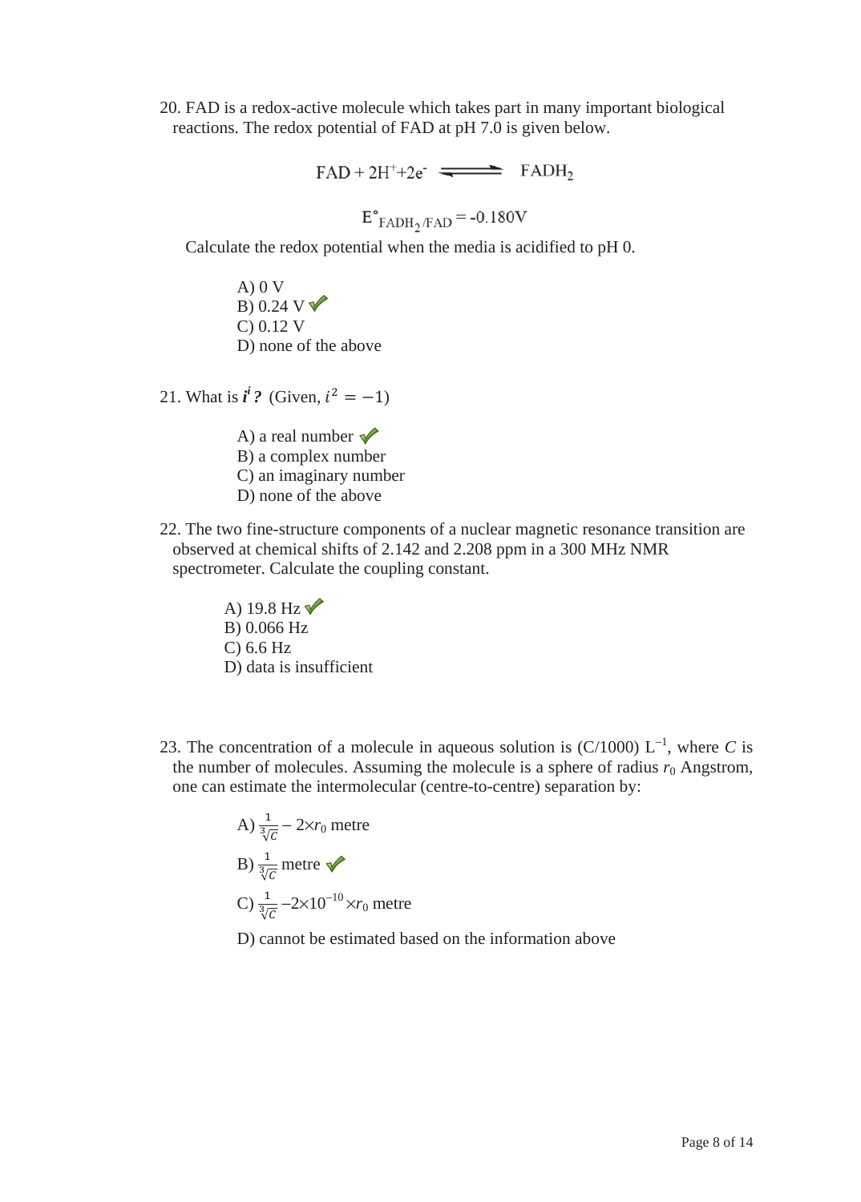20. FAD is a redox-active molecule which takes part in many important biological reactions. The redox potential of FAD at pH 7.0 is given below.

$$\mathrm{FAD} + 2\mathrm{H}^{+} + 2\mathrm{e}^{-} \rightleftharpoons \mathrm{FADH_2}$$

$$E^{\circ}_{\mathrm{FADH_2/FAD}} = -0.180\mathrm{V}$$

Calculate the redox potential when the media is acidified to pH 0.

A) 0 V
B) 0.24 V ✓
C) 0.12 V
D) none of the above

21. What is $\boldsymbol{i^i}$**?** (Given, $i^2 = -1$)

A) a real number ✓
B) a complex number
C) an imaginary number
D) none of the above

22. The two fine-structure components of a nuclear magnetic resonance transition are observed at chemical shifts of 2.142 and 2.208 ppm in a 300 MHz NMR spectrometer. Calculate the coupling constant.

A) 19.8 Hz ✓
B) 0.066 Hz
C) 6.6 Hz
D) data is insufficient

23. The concentration of a molecule in aqueous solution is (C/1000) $L^{-1}$, where $C$ is the number of molecules. Assuming the molecule is a sphere of radius $r_0$ Angstrom, one can estimate the intermolecular (centre-to-centre) separation by:

A) $\frac{1}{\sqrt[3]{C}} - 2\times r_0$ metre

B) $\frac{1}{\sqrt[3]{C}}$ metre ✓

C) $\frac{1}{\sqrt[3]{C}} - 2\times10^{-10}\times r_0$ metre

D) cannot be estimated based on the information above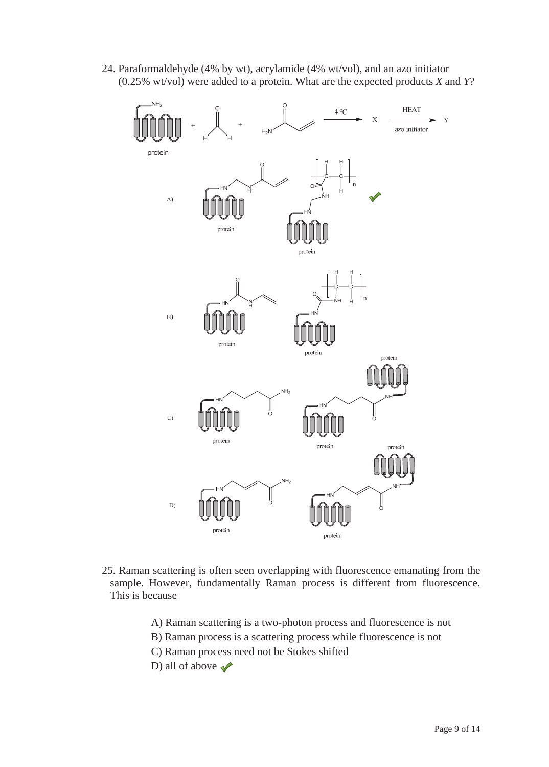24. Paraformaldehyde (4% by wt), acrylamide (4% wt/vol), and an azo initiator (0.25% wt/vol) were added to a protein. What are the expected products *X* and *Y*?

A)

B)

C)

D)

25. Raman scattering is often seen overlapping with fluorescence emanating from the sample. However, fundamentally Raman process is different from fluorescence. This is because

A) Raman scattering is a two-photon process and fluorescence is not

B) Raman process is a scattering process while fluorescence is not

C) Raman process need not be Stokes shifted

D) all of above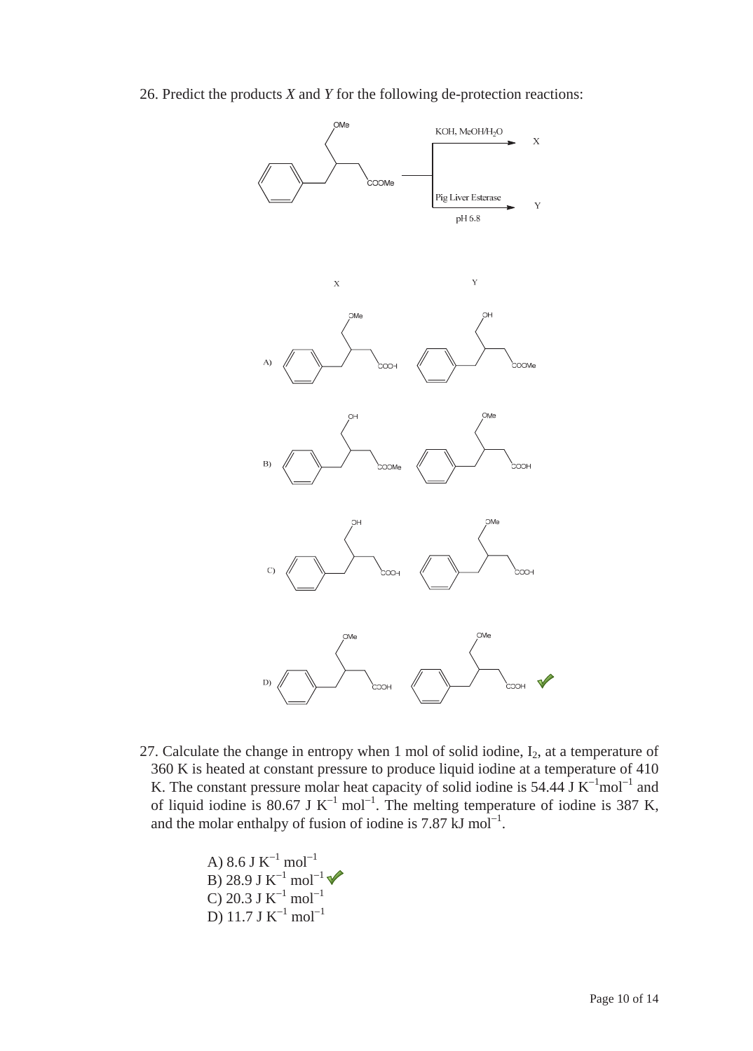26. Predict the products *X* and *Y* for the following de-protection reactions:

KOH, MeOH/$H_2O$ → X

Pig Liver Esterase, pH 6.8 → Y

X Y

A)

B)

C)

D) ✓

27. Calculate the change in entropy when 1 mol of solid iodine, $I_2$, at a temperature of 360 K is heated at constant pressure to produce liquid iodine at a temperature of 410 K. The constant pressure molar heat capacity of solid iodine is 54.44 J $K^{-1}mol^{-1}$ and of liquid iodine is 80.67 J $K^{-1}$ $mol^{-1}$. The melting temperature of iodine is 387 K, and the molar enthalpy of fusion of iodine is 7.87 kJ $mol^{-1}$.

A) 8.6 J $K^{-1}$ $mol^{-1}$
B) 28.9 J $K^{-1}$ $mol^{-1}$ ✓
C) 20.3 J $K^{-1}$ $mol^{-1}$
D) 11.7 J $K^{-1}$ $mol^{-1}$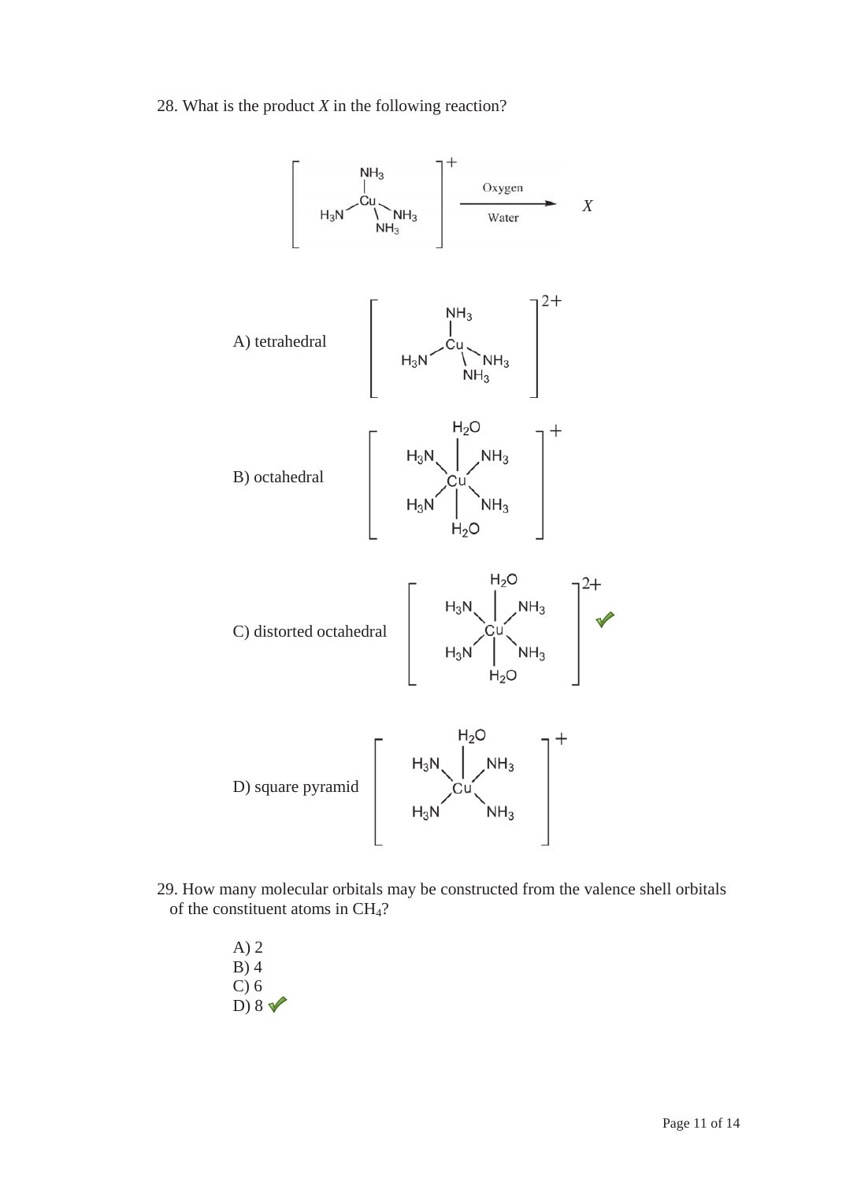28. What is the product *X* in the following reaction?

$$[Cu(NH_3)_4]^{+} \xrightarrow[\text{Water}]{\text{Oxygen}} X$$

A) tetrahedral $[Cu(NH_3)_4]^{2+}$

B) octahedral $[Cu(NH_3)_4(H_2O)_2]^{+}$

C) distorted octahedral $[Cu(NH_3)_4(H_2O)_2]^{2+}$ ✔

D) square pyramid $[Cu(NH_3)_4(H_2O)]^{+}$

29. How many molecular orbitals may be constructed from the valence shell orbitals of the constituent atoms in $CH_4$?

A) 2
B) 4
C) 6
D) 8 ✔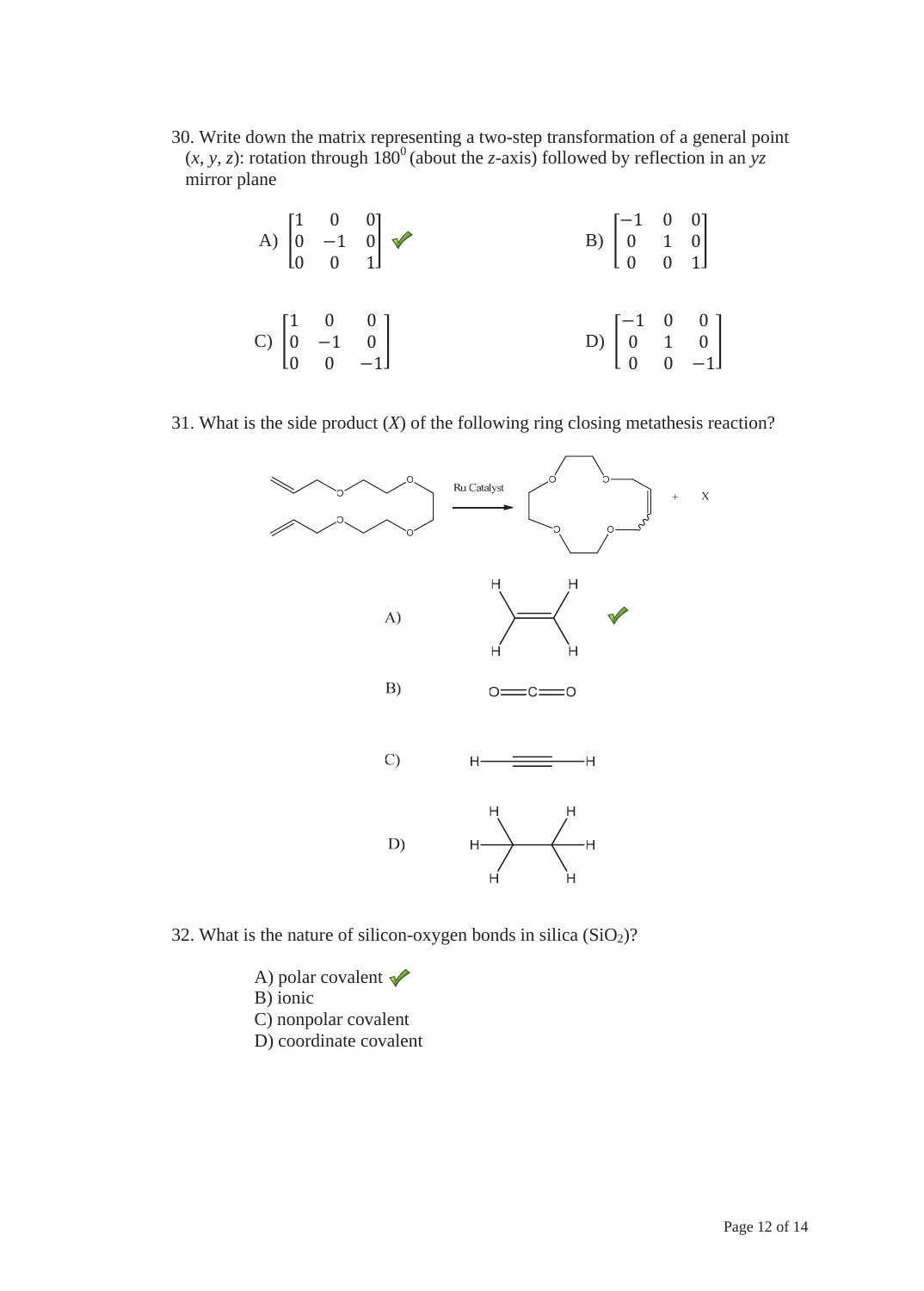30. Write down the matrix representing a two-step transformation of a general point $(x, y, z)$: rotation through $180^0$ (about the $z$-axis) followed by reflection in an $yz$ mirror plane

A) $\begin{bmatrix} 1 & 0 & 0 \\ 0 & -1 & 0 \\ 0 & 0 & 1 \end{bmatrix}$ ✓

B) $\begin{bmatrix} -1 & 0 & 0 \\ 0 & 1 & 0 \\ 0 & 0 & 1 \end{bmatrix}$

C) $\begin{bmatrix} 1 & 0 & 0 \\ 0 & -1 & 0 \\ 0 & 0 & -1 \end{bmatrix}$

D) $\begin{bmatrix} -1 & 0 & 0 \\ 0 & 1 & 0 \\ 0 & 0 & -1 \end{bmatrix}$

31. What is the side product ($X$) of the following ring closing metathesis reaction?

Ru Catalyst → + X

A) $H_2C=CH_2$ ✓

B) $O=C=O$

C) $H-C \equiv C-H$

D) $H_3C-CH_3$

32. What is the nature of silicon-oxygen bonds in silica ($SiO_2$)?

A) polar covalent ✓
B) ionic
C) nonpolar covalent
D) coordinate covalent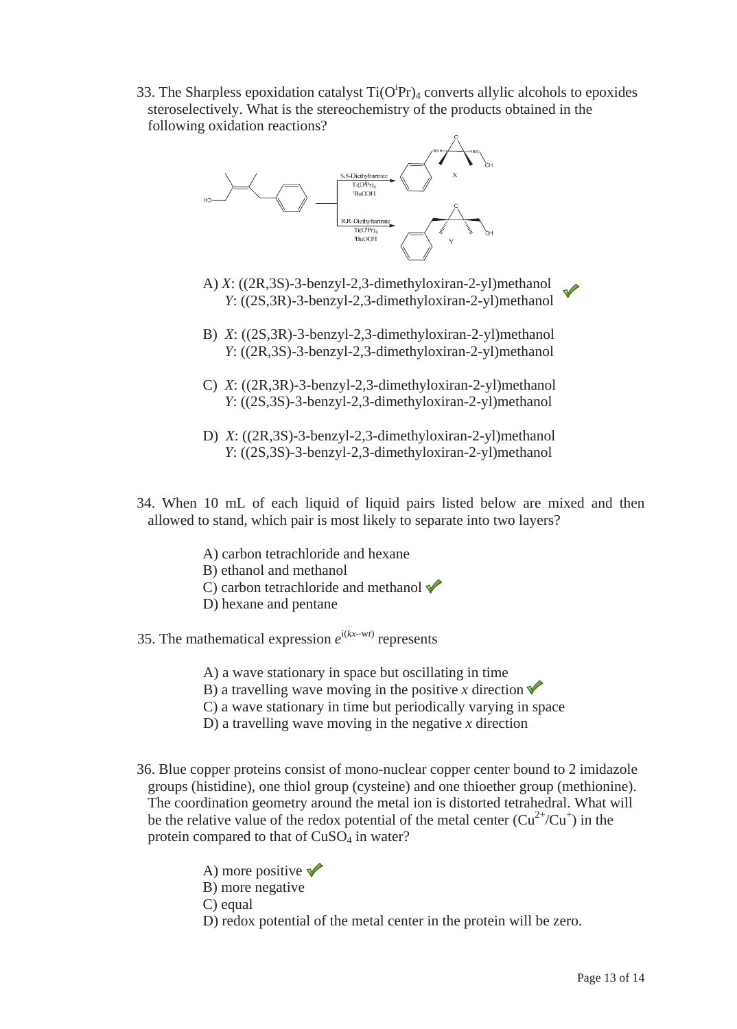33. The Sharpless epoxidation catalyst $Ti(O^iPr)_4$ converts allylic alcohols to epoxides steroselectively. What is the stereochemistry of the products obtained in the following oxidation reactions?

A) *X*: ((2R,3S)-3-benzyl-2,3-dimethyloxiran-2-yl)methanol
*Y*: ((2S,3R)-3-benzyl-2,3-dimethyloxiran-2-yl)methanol ✓

B) *X*: ((2S,3R)-3-benzyl-2,3-dimethyloxiran-2-yl)methanol
*Y*: ((2R,3S)-3-benzyl-2,3-dimethyloxiran-2-yl)methanol

C) *X*: ((2R,3R)-3-benzyl-2,3-dimethyloxiran-2-yl)methanol
*Y*: ((2S,3S)-3-benzyl-2,3-dimethyloxiran-2-yl)methanol

D) *X*: ((2R,3S)-3-benzyl-2,3-dimethyloxiran-2-yl)methanol
*Y*: ((2S,3S)-3-benzyl-2,3-dimethyloxiran-2-yl)methanol

34. When 10 mL of each liquid of liquid pairs listed below are mixed and then allowed to stand, which pair is most likely to separate into two layers?

A) carbon tetrachloride and hexane
B) ethanol and methanol
C) carbon tetrachloride and methanol ✓
D) hexane and pentane

35. The mathematical expression $e^{i(kx-wt)}$ represents

A) a wave stationary in space but oscillating in time
B) a travelling wave moving in the positive *x* direction ✓
C) a wave stationary in time but periodically varying in space
D) a travelling wave moving in the negative *x* direction

36. Blue copper proteins consist of mono-nuclear copper center bound to 2 imidazole groups (histidine), one thiol group (cysteine) and one thioether group (methionine). The coordination geometry around the metal ion is distorted tetrahedral. What will be the relative value of the redox potential of the metal center ($Cu^{2+}/Cu^{+}$) in the protein compared to that of $CuSO_4$ in water?

A) more positive ✓
B) more negative
C) equal
D) redox potential of the metal center in the protein will be zero.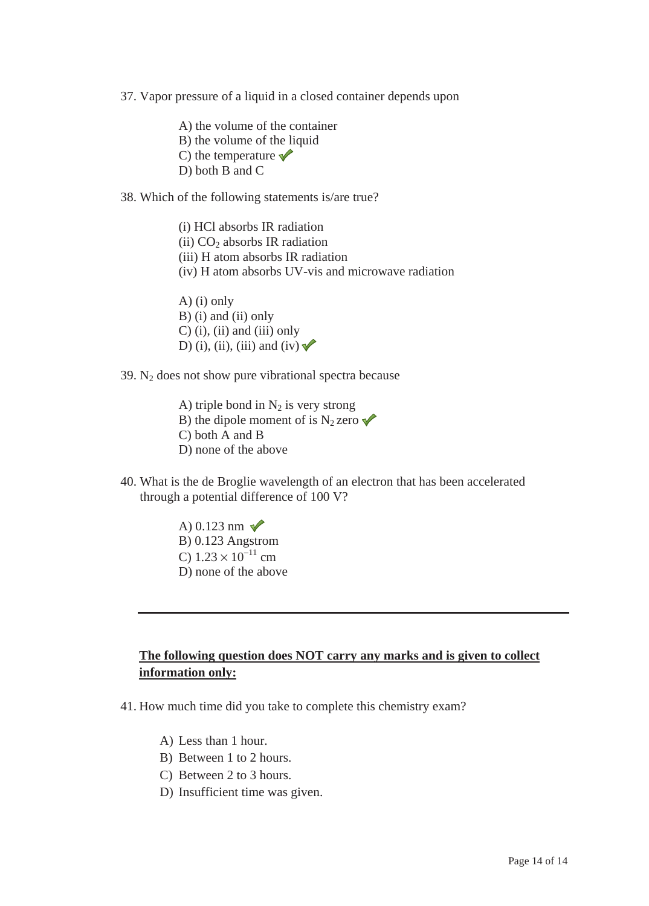37. Vapor pressure of a liquid in a closed container depends upon

    A) the volume of the container
    B) the volume of the liquid
    C) the temperature ✓
    D) both B and C

38. Which of the following statements is/are true?

    (i) HCl absorbs IR radiation
    (ii) $CO_2$ absorbs IR radiation
    (iii) H atom absorbs IR radiation
    (iv) H atom absorbs UV-vis and microwave radiation

    A) (i) only
    B) (i) and (ii) only
    C) (i), (ii) and (iii) only
    D) (i), (ii), (iii) and (iv) ✓

39. $N_2$ does not show pure vibrational spectra because

    A) triple bond in $N_2$ is very strong
    B) the dipole moment of is $N_2$ zero ✓
    C) both A and B
    D) none of the above

40. What is the de Broglie wavelength of an electron that has been accelerated through a potential difference of 100 V?

    A) 0.123 nm ✓
    B) 0.123 Angstrom
    C) $1.23 \times 10^{-11}$ cm
    D) none of the above

---

**<u>The following question does NOT carry any marks and is given to collect information only:</u>**

41. How much time did you take to complete this chemistry exam?

    A) Less than 1 hour.
    B) Between 1 to 2 hours.
    C) Between 2 to 3 hours.
    D) Insufficient time was given.